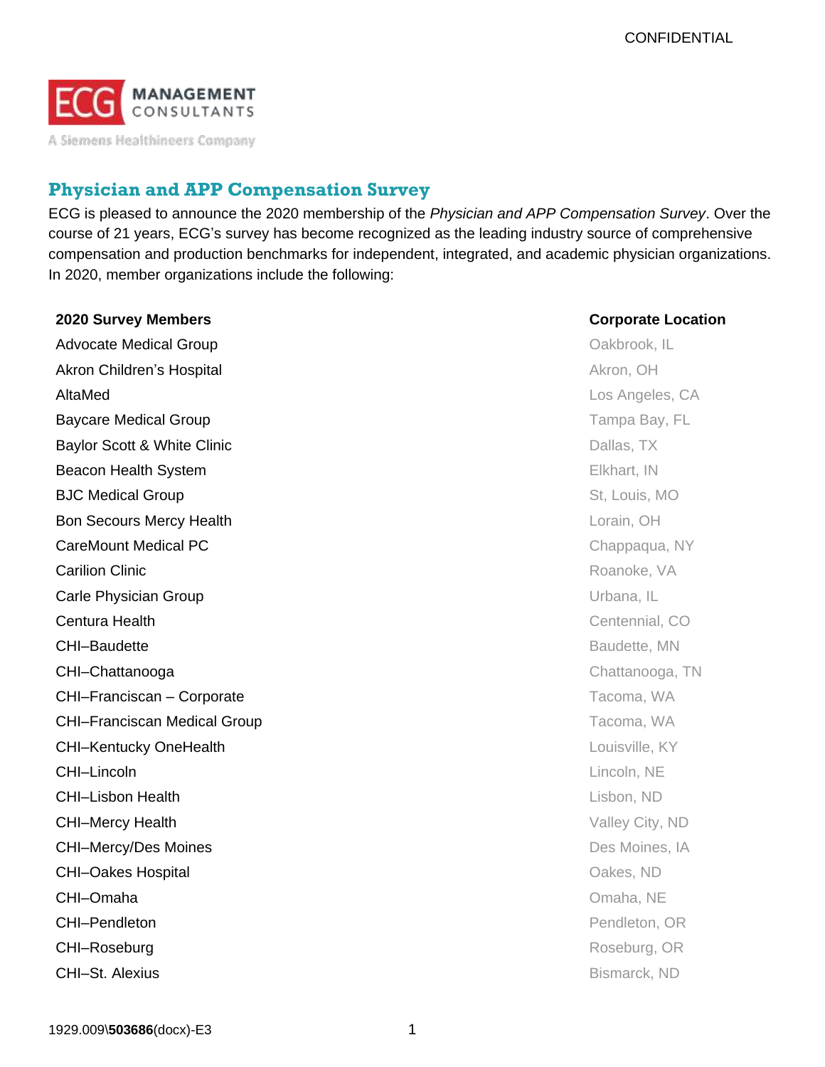CONFIDENTIAL

ECG MANAGEMENT CONSULTANTS
A Siemens Healthineers Company

## Physician and APP Compensation Survey

ECG is pleased to announce the 2020 membership of the *Physician and APP Compensation Survey*. Over the course of 21 years, ECG's survey has become recognized as the leading industry source of comprehensive compensation and production benchmarks for independent, integrated, and academic physician organizations. In 2020, member organizations include the following:

| 2020 Survey Members | Corporate Location |
|---|---|
| Advocate Medical Group | Oakbrook, IL |
| Akron Children's Hospital | Akron, OH |
| AltaMed | Los Angeles, CA |
| Baycare Medical Group | Tampa Bay, FL |
| Baylor Scott & White Clinic | Dallas, TX |
| Beacon Health System | Elkhart, IN |
| BJC Medical Group | St, Louis, MO |
| Bon Secours Mercy Health | Lorain, OH |
| CareMount Medical PC | Chappaqua, NY |
| Carilion Clinic | Roanoke, VA |
| Carle Physician Group | Urbana, IL |
| Centura Health | Centennial, CO |
| CHI–Baudette | Baudette, MN |
| CHI–Chattanooga | Chattanooga, TN |
| CHI–Franciscan – Corporate | Tacoma, WA |
| CHI–Franciscan Medical Group | Tacoma, WA |
| CHI–Kentucky OneHealth | Louisville, KY |
| CHI–Lincoln | Lincoln, NE |
| CHI–Lisbon Health | Lisbon, ND |
| CHI–Mercy Health | Valley City, ND |
| CHI–Mercy/Des Moines | Des Moines, IA |
| CHI–Oakes Hospital | Oakes, ND |
| CHI–Omaha | Omaha, NE |
| CHI–Pendleton | Pendleton, OR |
| CHI–Roseburg | Roseburg, OR |
| CHI–St. Alexius | Bismarck, ND |

1929.009\**503686**(docx)-E3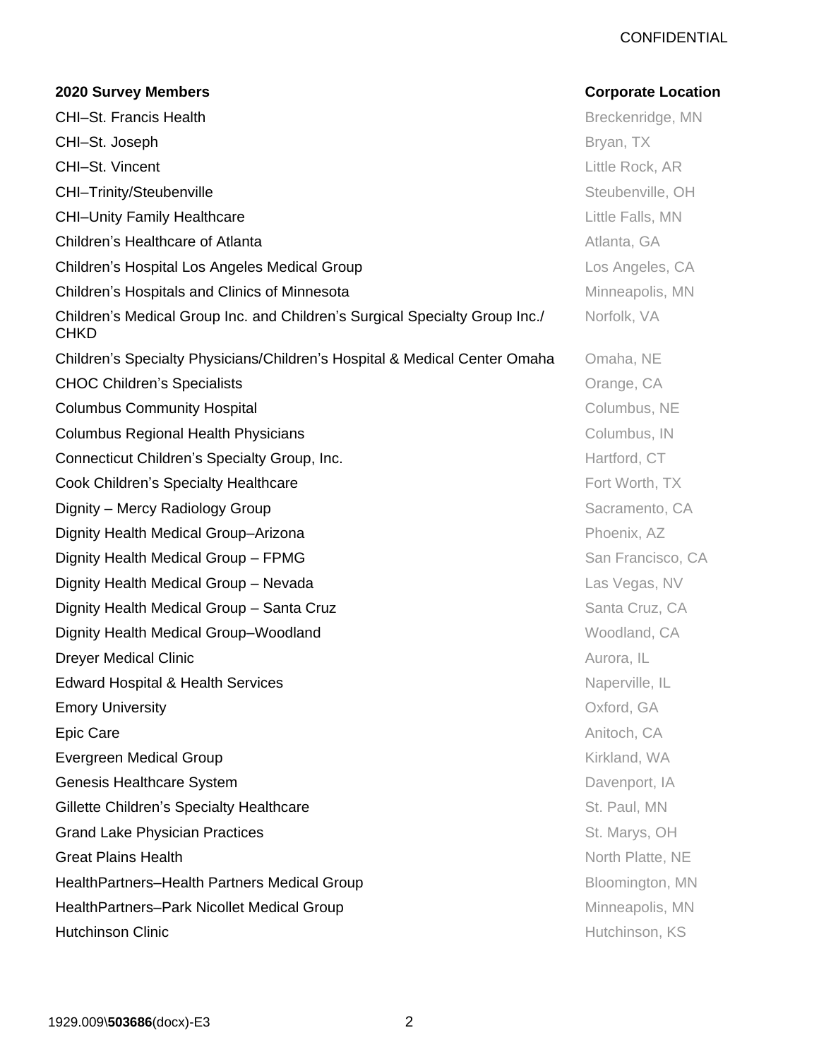| **2020 Survey Members** | **Corporate Location** |
|---|---|
| CHI–St. Francis Health | Breckenridge, MN |
| CHI–St. Joseph | Bryan, TX |
| CHI–St. Vincent | Little Rock, AR |
| CHI–Trinity/Steubenville | Steubenville, OH |
| CHI–Unity Family Healthcare | Little Falls, MN |
| Children's Healthcare of Atlanta | Atlanta, GA |
| Children's Hospital Los Angeles Medical Group | Los Angeles, CA |
| Children's Hospitals and Clinics of Minnesota | Minneapolis, MN |
| Children's Medical Group Inc. and Children's Surgical Specialty Group Inc./ CHKD | Norfolk, VA |
| Children's Specialty Physicians/Children's Hospital & Medical Center Omaha | Omaha, NE |
| CHOC Children's Specialists | Orange, CA |
| Columbus Community Hospital | Columbus, NE |
| Columbus Regional Health Physicians | Columbus, IN |
| Connecticut Children's Specialty Group, Inc. | Hartford, CT |
| Cook Children's Specialty Healthcare | Fort Worth, TX |
| Dignity – Mercy Radiology Group | Sacramento, CA |
| Dignity Health Medical Group–Arizona | Phoenix, AZ |
| Dignity Health Medical Group – FPMG | San Francisco, CA |
| Dignity Health Medical Group – Nevada | Las Vegas, NV |
| Dignity Health Medical Group – Santa Cruz | Santa Cruz, CA |
| Dignity Health Medical Group–Woodland | Woodland, CA |
| Dreyer Medical Clinic | Aurora, IL |
| Edward Hospital & Health Services | Naperville, IL |
| Emory University | Oxford, GA |
| Epic Care | Anitoch, CA |
| Evergreen Medical Group | Kirkland, WA |
| Genesis Healthcare System | Davenport, IA |
| Gillette Children's Specialty Healthcare | St. Paul, MN |
| Grand Lake Physician Practices | St. Marys, OH |
| Great Plains Health | North Platte, NE |
| HealthPartners–Health Partners Medical Group | Bloomington, MN |
| HealthPartners–Park Nicollet Medical Group | Minneapolis, MN |
| Hutchinson Clinic | Hutchinson, KS |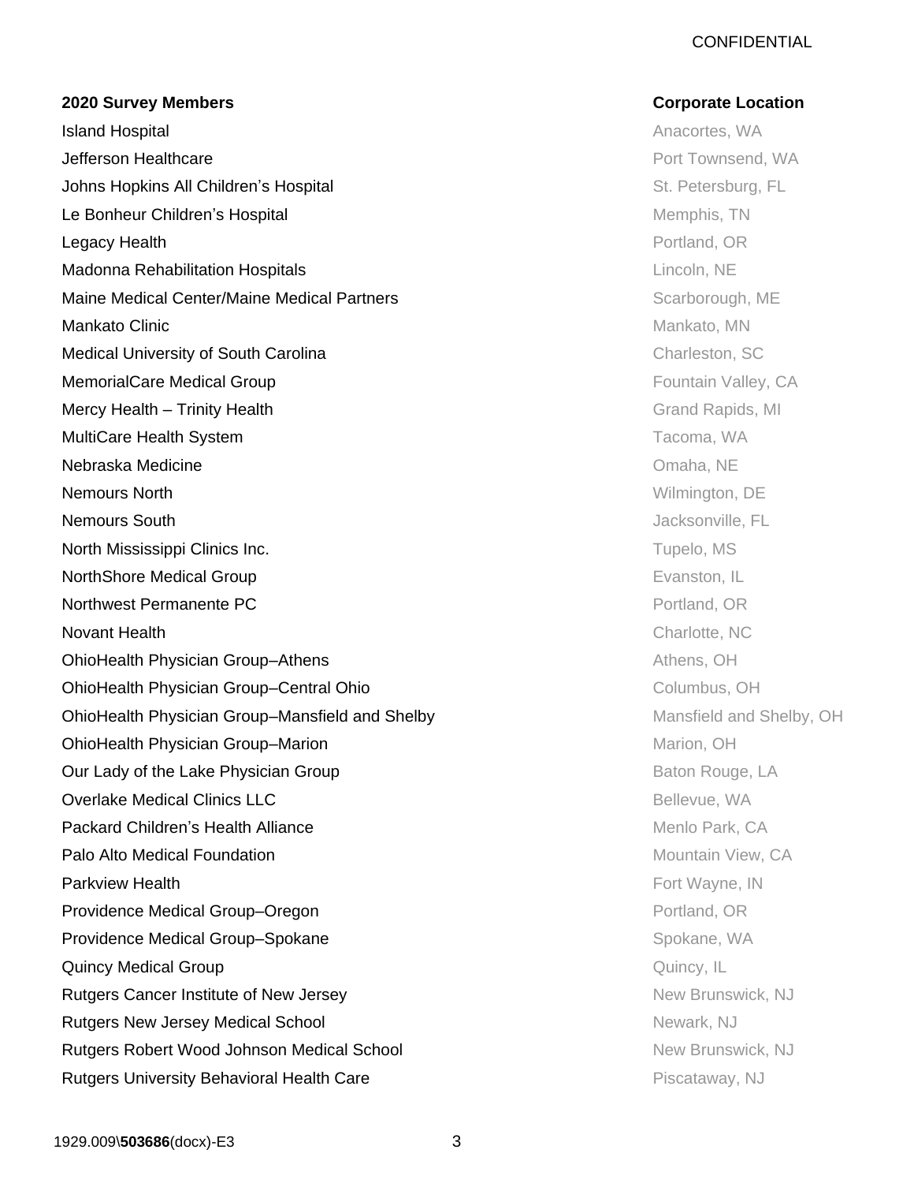| 2020 Survey Members | Corporate Location |
| --- | --- |
| Island Hospital | Anacortes, WA |
| Jefferson Healthcare | Port Townsend, WA |
| Johns Hopkins All Children's Hospital | St. Petersburg, FL |
| Le Bonheur Children's Hospital | Memphis, TN |
| Legacy Health | Portland, OR |
| Madonna Rehabilitation Hospitals | Lincoln, NE |
| Maine Medical Center/Maine Medical Partners | Scarborough, ME |
| Mankato Clinic | Mankato, MN |
| Medical University of South Carolina | Charleston, SC |
| MemorialCare Medical Group | Fountain Valley, CA |
| Mercy Health – Trinity Health | Grand Rapids, MI |
| MultiCare Health System | Tacoma, WA |
| Nebraska Medicine | Omaha, NE |
| Nemours North | Wilmington, DE |
| Nemours South | Jacksonville, FL |
| North Mississippi Clinics Inc. | Tupelo, MS |
| NorthShore Medical Group | Evanston, IL |
| Northwest Permanente PC | Portland, OR |
| Novant Health | Charlotte, NC |
| OhioHealth Physician Group–Athens | Athens, OH |
| OhioHealth Physician Group–Central Ohio | Columbus, OH |
| OhioHealth Physician Group–Mansfield and Shelby | Mansfield and Shelby, OH |
| OhioHealth Physician Group–Marion | Marion, OH |
| Our Lady of the Lake Physician Group | Baton Rouge, LA |
| Overlake Medical Clinics LLC | Bellevue, WA |
| Packard Children's Health Alliance | Menlo Park, CA |
| Palo Alto Medical Foundation | Mountain View, CA |
| Parkview Health | Fort Wayne, IN |
| Providence Medical Group–Oregon | Portland, OR |
| Providence Medical Group–Spokane | Spokane, WA |
| Quincy Medical Group | Quincy, IL |
| Rutgers Cancer Institute of New Jersey | New Brunswick, NJ |
| Rutgers New Jersey Medical School | Newark, NJ |
| Rutgers Robert Wood Johnson Medical School | New Brunswick, NJ |
| Rutgers University Behavioral Health Care | Piscataway, NJ |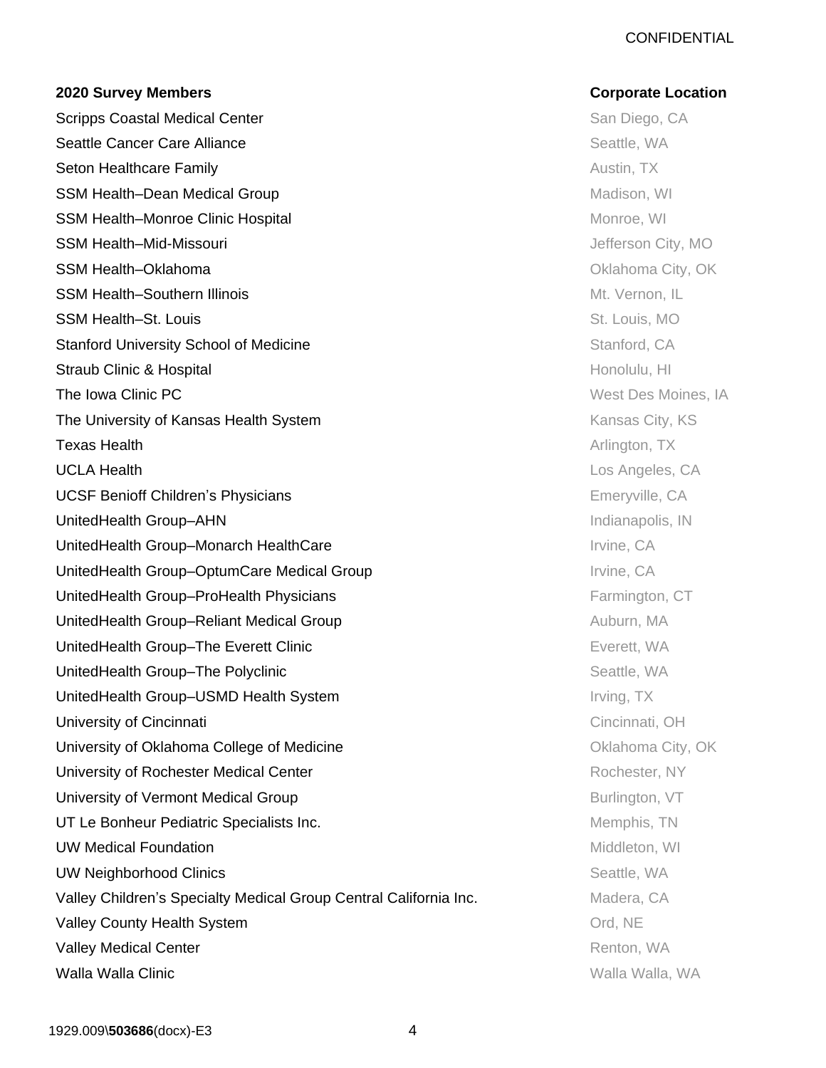| 2020 Survey Members | Corporate Location |
| --- | --- |
| Scripps Coastal Medical Center | San Diego, CA |
| Seattle Cancer Care Alliance | Seattle, WA |
| Seton Healthcare Family | Austin, TX |
| SSM Health–Dean Medical Group | Madison, WI |
| SSM Health–Monroe Clinic Hospital | Monroe, WI |
| SSM Health–Mid-Missouri | Jefferson City, MO |
| SSM Health–Oklahoma | Oklahoma City, OK |
| SSM Health–Southern Illinois | Mt. Vernon, IL |
| SSM Health–St. Louis | St. Louis, MO |
| Stanford University School of Medicine | Stanford, CA |
| Straub Clinic & Hospital | Honolulu, HI |
| The Iowa Clinic PC | West Des Moines, IA |
| The University of Kansas Health System | Kansas City, KS |
| Texas Health | Arlington, TX |
| UCLA Health | Los Angeles, CA |
| UCSF Benioff Children's Physicians | Emeryville, CA |
| UnitedHealth Group–AHN | Indianapolis, IN |
| UnitedHealth Group–Monarch HealthCare | Irvine, CA |
| UnitedHealth Group–OptumCare Medical Group | Irvine, CA |
| UnitedHealth Group–ProHealth Physicians | Farmington, CT |
| UnitedHealth Group–Reliant Medical Group | Auburn, MA |
| UnitedHealth Group–The Everett Clinic | Everett, WA |
| UnitedHealth Group–The Polyclinic | Seattle, WA |
| UnitedHealth Group–USMD Health System | Irving, TX |
| University of Cincinnati | Cincinnati, OH |
| University of Oklahoma College of Medicine | Oklahoma City, OK |
| University of Rochester Medical Center | Rochester, NY |
| University of Vermont Medical Group | Burlington, VT |
| UT Le Bonheur Pediatric Specialists Inc. | Memphis, TN |
| UW Medical Foundation | Middleton, WI |
| UW Neighborhood Clinics | Seattle, WA |
| Valley Children's Specialty Medical Group Central California Inc. | Madera, CA |
| Valley County Health System | Ord, NE |
| Valley Medical Center | Renton, WA |
| Walla Walla Clinic | Walla Walla, WA |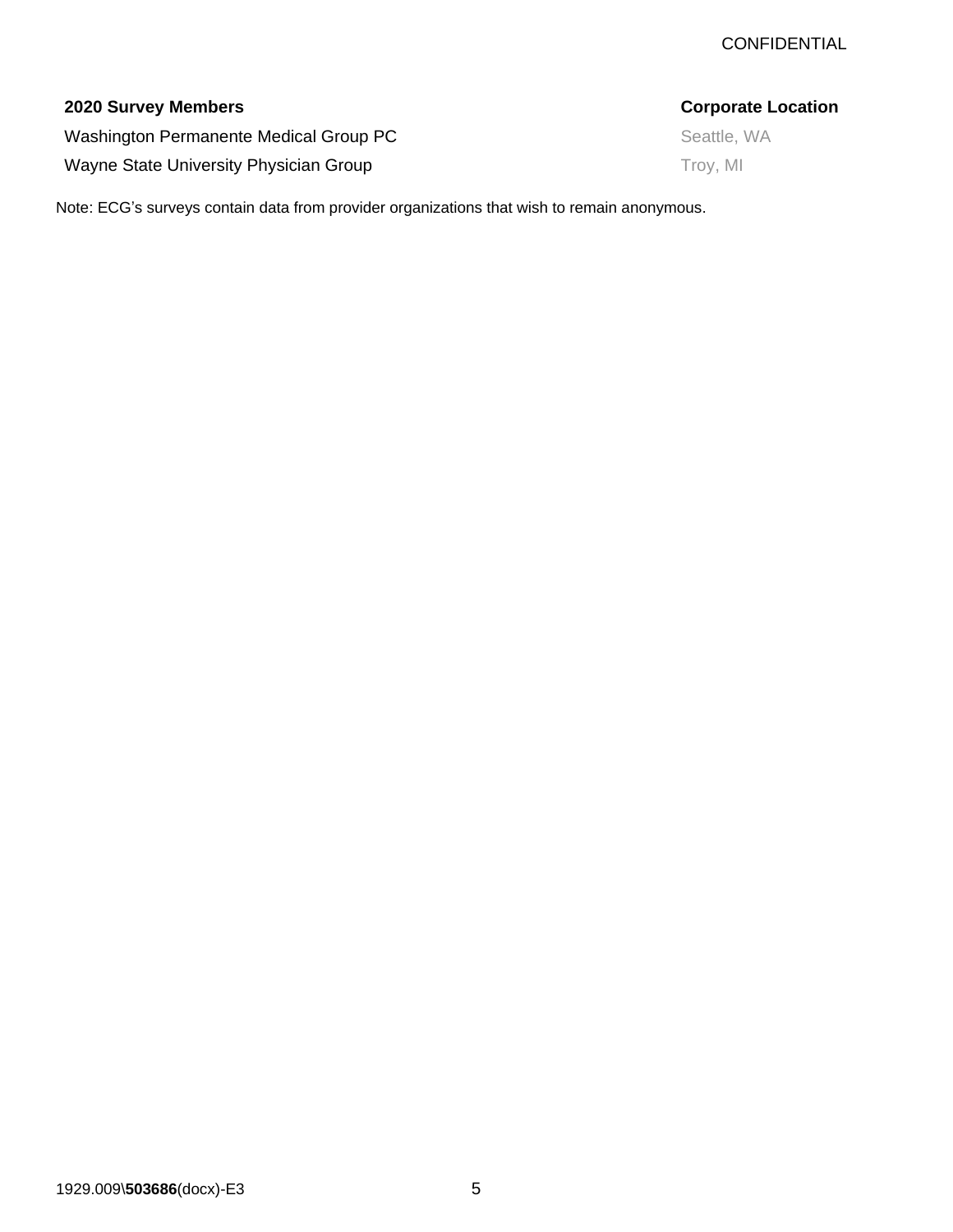| 2020 Survey Members | Corporate Location |
| --- | --- |
| Washington Permanente Medical Group PC | Seattle, WA |
| Wayne State University Physician Group | Troy, MI |

Note: ECG's surveys contain data from provider organizations that wish to remain anonymous.